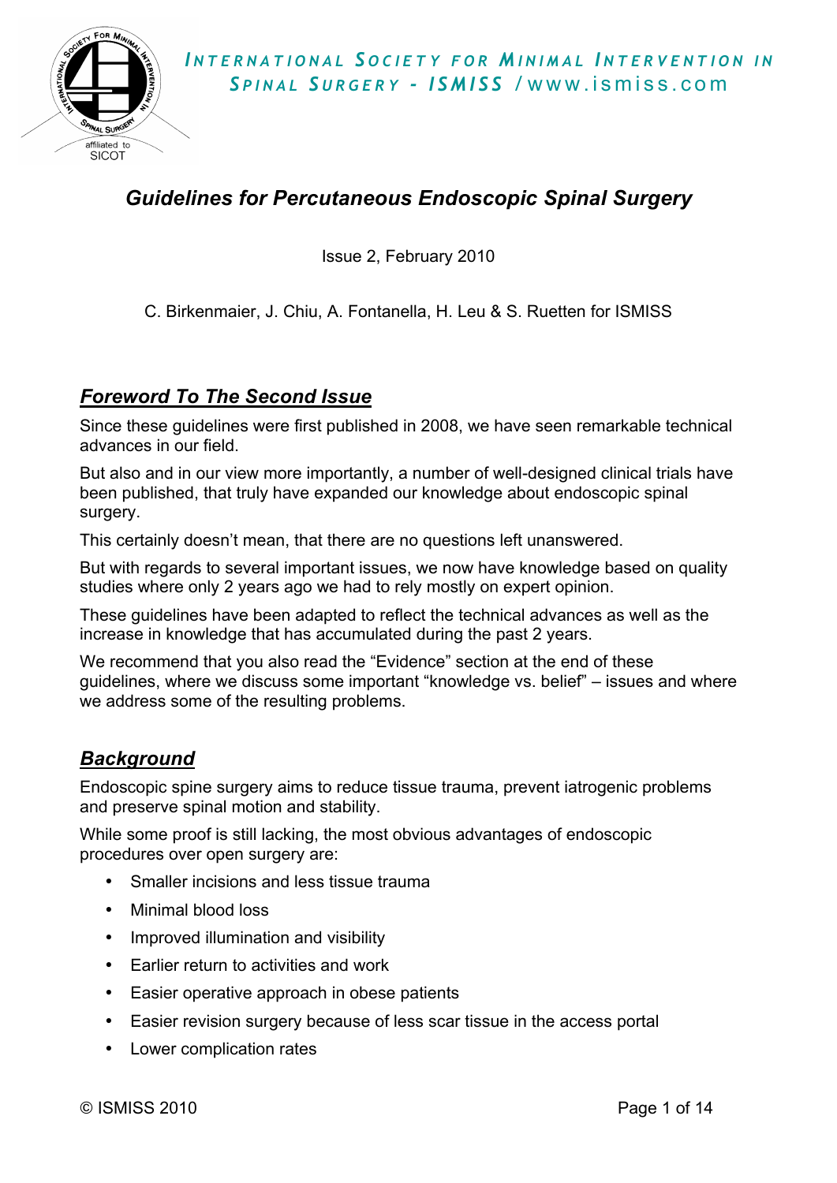**INTERNATIONAL SOCIETY FOR MINIMAL INTERVENTION IN SPINAL SURGERY - ISMISS** /www.ismiss.com

# *Guidelines for Percutaneous Endoscopic Spinal Surgery*

Issue 2, February 2010

C. Birkenmaier, J. Chiu, A. Fontanella, H. Leu & S. Ruetten for ISMISS

## *Foreword To The Second Issue*

Since these guidelines were first published in 2008, we have seen remarkable technical advances in our field.

But also and in our view more importantly, a number of well-designed clinical trials have been published, that truly have expanded our knowledge about endoscopic spinal surgery.

This certainly doesn't mean, that there are no questions left unanswered.

But with regards to several important issues, we now have knowledge based on quality studies where only 2 years ago we had to rely mostly on expert opinion.

These guidelines have been adapted to reflect the technical advances as well as the increase in knowledge that has accumulated during the past 2 years.

We recommend that you also read the "Evidence" section at the end of these guidelines, where we discuss some important "knowledge vs. belief" – issues and where we address some of the resulting problems.

## *Background*

Endoscopic spine surgery aims to reduce tissue trauma, prevent iatrogenic problems and preserve spinal motion and stability.

While some proof is still lacking, the most obvious advantages of endoscopic procedures over open surgery are:

- Smaller incisions and less tissue trauma
- Minimal blood loss
- Improved illumination and visibility
- Earlier return to activities and work
- Easier operative approach in obese patients
- Easier revision surgery because of less scar tissue in the access portal
- Lower complication rates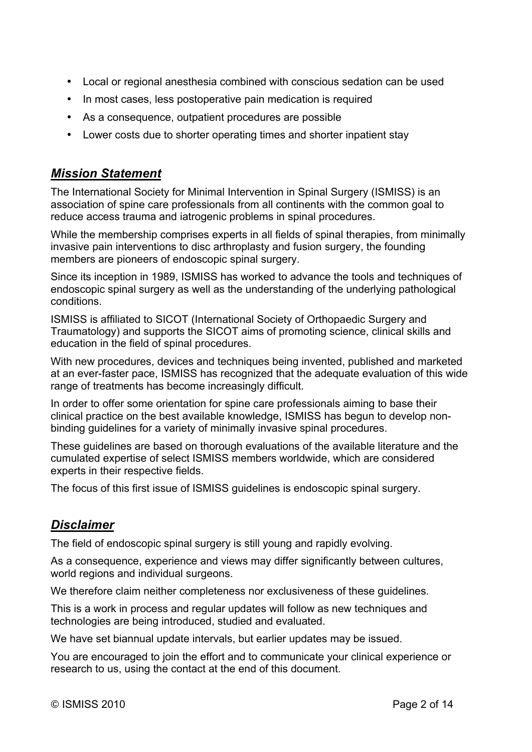- Local or regional anesthesia combined with conscious sedation can be used
- In most cases, less postoperative pain medication is required
- As a consequence, outpatient procedures are possible
- Lower costs due to shorter operating times and shorter inpatient stay

## ***Mission Statement***

The International Society for Minimal Intervention in Spinal Surgery (ISMISS) is an association of spine care professionals from all continents with the common goal to reduce access trauma and iatrogenic problems in spinal procedures.

While the membership comprises experts in all fields of spinal therapies, from minimally invasive pain interventions to disc arthroplasty and fusion surgery, the founding members are pioneers of endoscopic spinal surgery.

Since its inception in 1989, ISMISS has worked to advance the tools and techniques of endoscopic spinal surgery as well as the understanding of the underlying pathological conditions.

ISMISS is affiliated to SICOT (International Society of Orthopaedic Surgery and Traumatology) and supports the SICOT aims of promoting science, clinical skills and education in the field of spinal procedures.

With new procedures, devices and techniques being invented, published and marketed at an ever-faster pace, ISMISS has recognized that the adequate evaluation of this wide range of treatments has become increasingly difficult.

In order to offer some orientation for spine care professionals aiming to base their clinical practice on the best available knowledge, ISMISS has begun to develop non-binding guidelines for a variety of minimally invasive spinal procedures.

These guidelines are based on thorough evaluations of the available literature and the cumulated expertise of select ISMISS members worldwide, which are considered experts in their respective fields.

The focus of this first issue of ISMISS guidelines is endoscopic spinal surgery.

## ***Disclaimer***

The field of endoscopic spinal surgery is still young and rapidly evolving.

As a consequence, experience and views may differ significantly between cultures, world regions and individual surgeons.

We therefore claim neither completeness nor exclusiveness of these guidelines.

This is a work in process and regular updates will follow as new techniques and technologies are being introduced, studied and evaluated.

We have set biannual update intervals, but earlier updates may be issued.

You are encouraged to join the effort and to communicate your clinical experience or research to us, using the contact at the end of this document.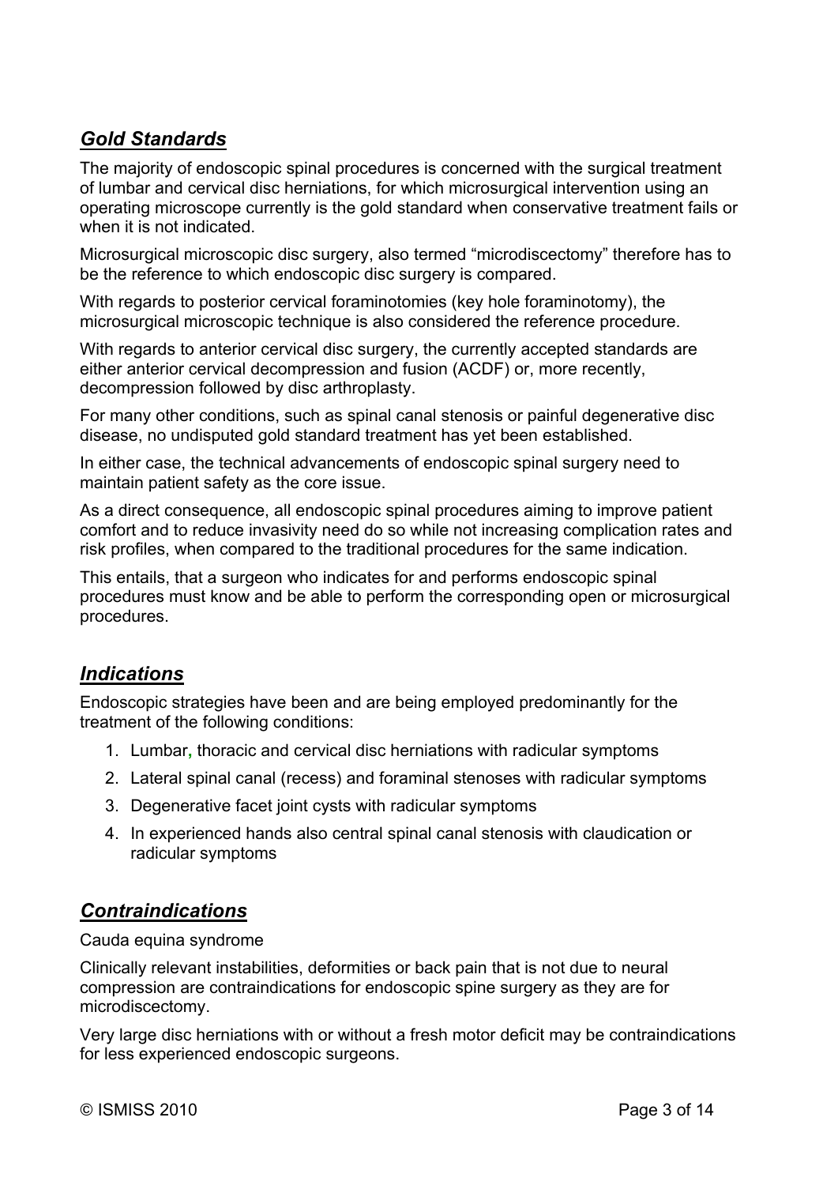## ***Gold Standards***

The majority of endoscopic spinal procedures is concerned with the surgical treatment of lumbar and cervical disc herniations, for which microsurgical intervention using an operating microscope currently is the gold standard when conservative treatment fails or when it is not indicated.

Microsurgical microscopic disc surgery, also termed “microdiscectomy” therefore has to be the reference to which endoscopic disc surgery is compared.

With regards to posterior cervical foraminotomies (key hole foraminotomy), the microsurgical microscopic technique is also considered the reference procedure.

With regards to anterior cervical disc surgery, the currently accepted standards are either anterior cervical decompression and fusion (ACDF) or, more recently, decompression followed by disc arthroplasty.

For many other conditions, such as spinal canal stenosis or painful degenerative disc disease, no undisputed gold standard treatment has yet been established.

In either case, the technical advancements of endoscopic spinal surgery need to maintain patient safety as the core issue.

As a direct consequence, all endoscopic spinal procedures aiming to improve patient comfort and to reduce invasivity need do so while not increasing complication rates and risk profiles, when compared to the traditional procedures for the same indication.

This entails, that a surgeon who indicates for and performs endoscopic spinal procedures must know and be able to perform the corresponding open or microsurgical procedures.

## ***Indications***

Endoscopic strategies have been and are being employed predominantly for the treatment of the following conditions:

1. Lumbar, thoracic and cervical disc herniations with radicular symptoms
2. Lateral spinal canal (recess) and foraminal stenoses with radicular symptoms
3. Degenerative facet joint cysts with radicular symptoms
4. In experienced hands also central spinal canal stenosis with claudication or radicular symptoms

## ***Contraindications***

Cauda equina syndrome

Clinically relevant instabilities, deformities or back pain that is not due to neural compression are contraindications for endoscopic spine surgery as they are for microdiscectomy.

Very large disc herniations with or without a fresh motor deficit may be contraindications for less experienced endoscopic surgeons.

© ISMISS 2010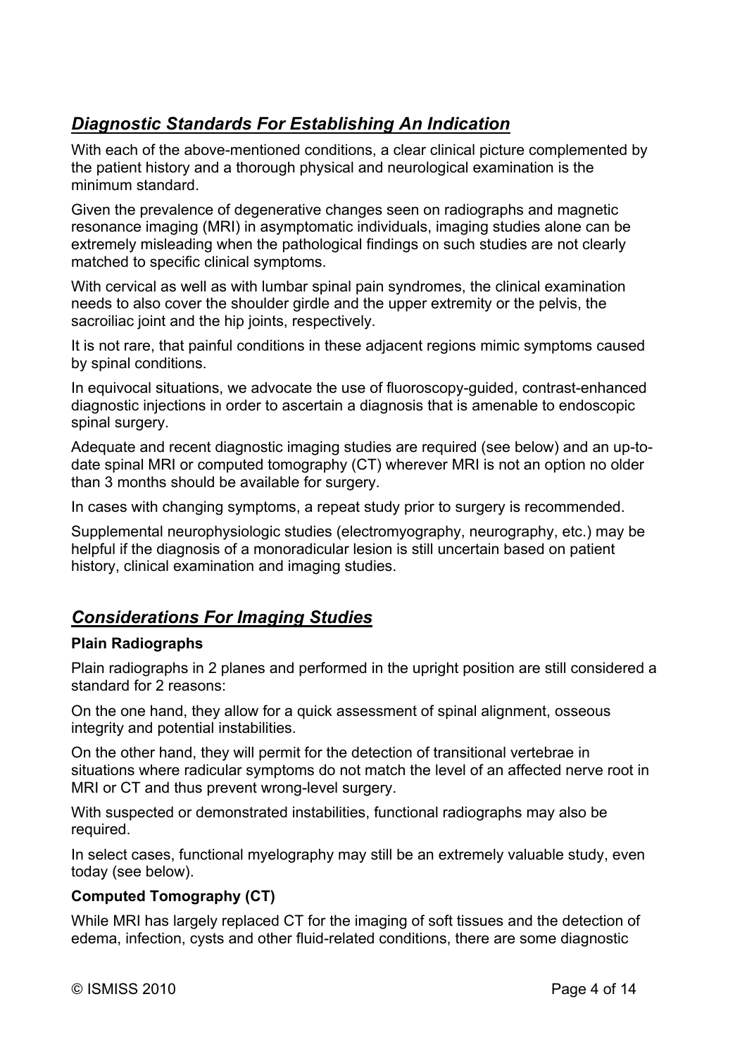## *Diagnostic Standards For Establishing An Indication*

With each of the above-mentioned conditions, a clear clinical picture complemented by the patient history and a thorough physical and neurological examination is the minimum standard.

Given the prevalence of degenerative changes seen on radiographs and magnetic resonance imaging (MRI) in asymptomatic individuals, imaging studies alone can be extremely misleading when the pathological findings on such studies are not clearly matched to specific clinical symptoms.

With cervical as well as with lumbar spinal pain syndromes, the clinical examination needs to also cover the shoulder girdle and the upper extremity or the pelvis, the sacroiliac joint and the hip joints, respectively.

It is not rare, that painful conditions in these adjacent regions mimic symptoms caused by spinal conditions.

In equivocal situations, we advocate the use of fluoroscopy-guided, contrast-enhanced diagnostic injections in order to ascertain a diagnosis that is amenable to endoscopic spinal surgery.

Adequate and recent diagnostic imaging studies are required (see below) and an up-to-date spinal MRI or computed tomography (CT) wherever MRI is not an option no older than 3 months should be available for surgery.

In cases with changing symptoms, a repeat study prior to surgery is recommended.

Supplemental neurophysiologic studies (electromyography, neurography, etc.) may be helpful if the diagnosis of a monoradicular lesion is still uncertain based on patient history, clinical examination and imaging studies.

## *Considerations For Imaging Studies*

**Plain Radiographs**

Plain radiographs in 2 planes and performed in the upright position are still considered a standard for 2 reasons:

On the one hand, they allow for a quick assessment of spinal alignment, osseous integrity and potential instabilities.

On the other hand, they will permit for the detection of transitional vertebrae in situations where radicular symptoms do not match the level of an affected nerve root in MRI or CT and thus prevent wrong-level surgery.

With suspected or demonstrated instabilities, functional radiographs may also be required.

In select cases, functional myelography may still be an extremely valuable study, even today (see below).

**Computed Tomography (CT)**

While MRI has largely replaced CT for the imaging of soft tissues and the detection of edema, infection, cysts and other fluid-related conditions, there are some diagnostic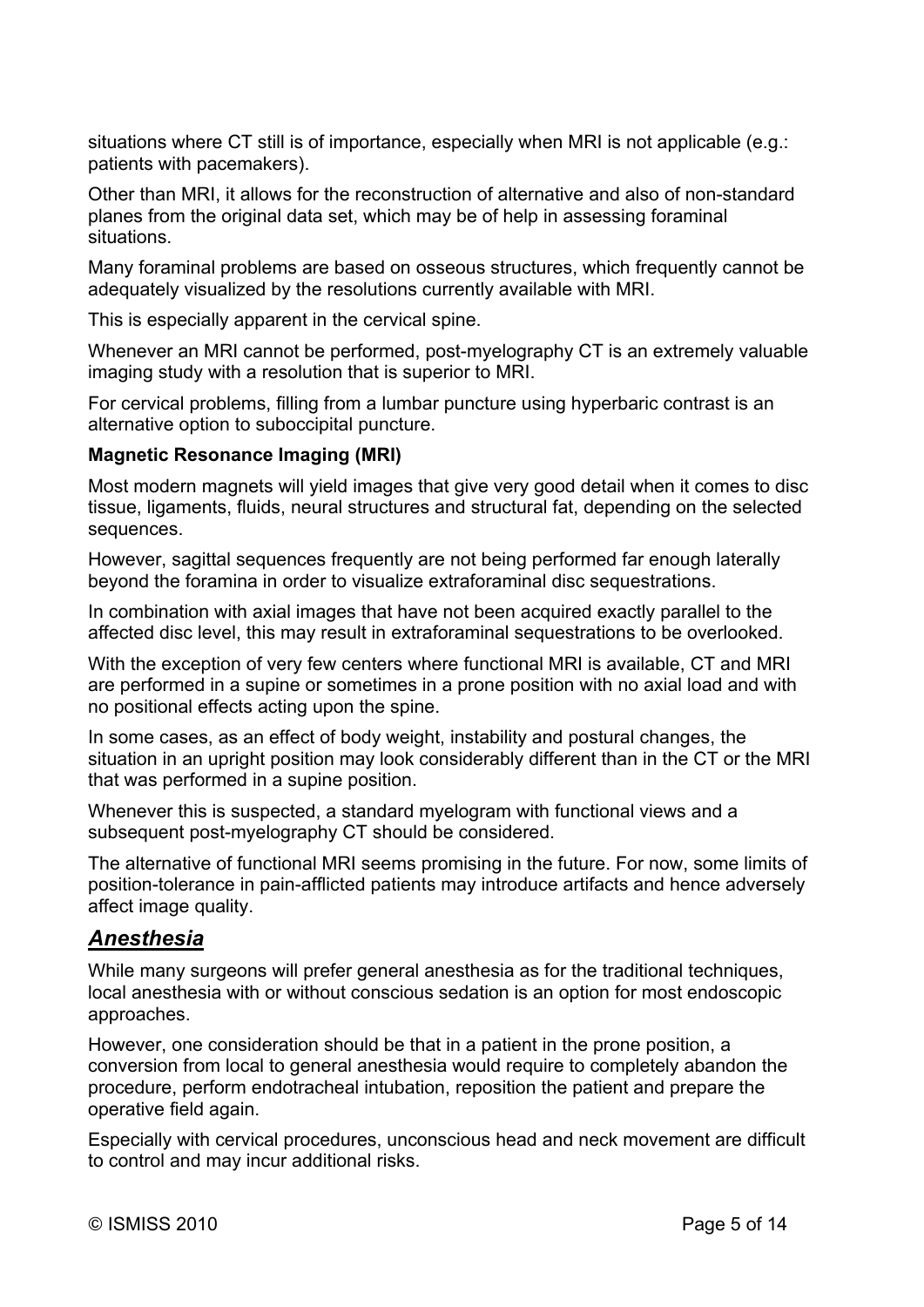situations where CT still is of importance, especially when MRI is not applicable (e.g.: patients with pacemakers).

Other than MRI, it allows for the reconstruction of alternative and also of non-standard planes from the original data set, which may be of help in assessing foraminal situations.

Many foraminal problems are based on osseous structures, which frequently cannot be adequately visualized by the resolutions currently available with MRI.

This is especially apparent in the cervical spine.

Whenever an MRI cannot be performed, post-myelography CT is an extremely valuable imaging study with a resolution that is superior to MRI.

For cervical problems, filling from a lumbar puncture using hyperbaric contrast is an alternative option to suboccipital puncture.

**Magnetic Resonance Imaging (MRI)**

Most modern magnets will yield images that give very good detail when it comes to disc tissue, ligaments, fluids, neural structures and structural fat, depending on the selected sequences.

However, sagittal sequences frequently are not being performed far enough laterally beyond the foramina in order to visualize extraforaminal disc sequestrations.

In combination with axial images that have not been acquired exactly parallel to the affected disc level, this may result in extraforaminal sequestrations to be overlooked.

With the exception of very few centers where functional MRI is available, CT and MRI are performed in a supine or sometimes in a prone position with no axial load and with no positional effects acting upon the spine.

In some cases, as an effect of body weight, instability and postural changes, the situation in an upright position may look considerably different than in the CT or the MRI that was performed in a supine position.

Whenever this is suspected, a standard myelogram with functional views and a subsequent post-myelography CT should be considered.

The alternative of functional MRI seems promising in the future. For now, some limits of position-tolerance in pain-afflicted patients may introduce artifacts and hence adversely affect image quality.

## ***Anesthesia***

While many surgeons will prefer general anesthesia as for the traditional techniques, local anesthesia with or without conscious sedation is an option for most endoscopic approaches.

However, one consideration should be that in a patient in the prone position, a conversion from local to general anesthesia would require to completely abandon the procedure, perform endotracheal intubation, reposition the patient and prepare the operative field again.

Especially with cervical procedures, unconscious head and neck movement are difficult to control and may incur additional risks.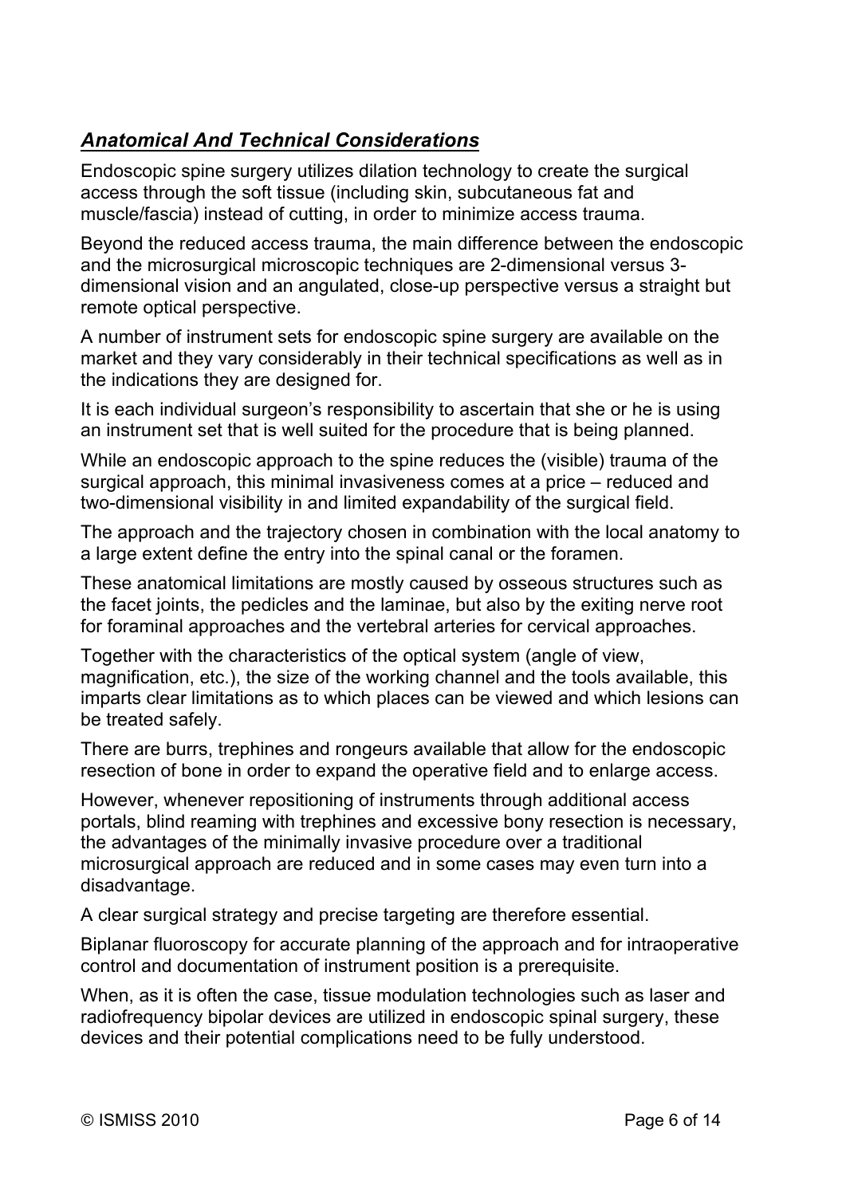## ***Anatomical And Technical Considerations***

Endoscopic spine surgery utilizes dilation technology to create the surgical access through the soft tissue (including skin, subcutaneous fat and muscle/fascia) instead of cutting, in order to minimize access trauma.

Beyond the reduced access trauma, the main difference between the endoscopic and the microsurgical microscopic techniques are 2-dimensional versus 3-dimensional vision and an angulated, close-up perspective versus a straight but remote optical perspective.

A number of instrument sets for endoscopic spine surgery are available on the market and they vary considerably in their technical specifications as well as in the indications they are designed for.

It is each individual surgeon's responsibility to ascertain that she or he is using an instrument set that is well suited for the procedure that is being planned.

While an endoscopic approach to the spine reduces the (visible) trauma of the surgical approach, this minimal invasiveness comes at a price – reduced and two-dimensional visibility in and limited expandability of the surgical field.

The approach and the trajectory chosen in combination with the local anatomy to a large extent define the entry into the spinal canal or the foramen.

These anatomical limitations are mostly caused by osseous structures such as the facet joints, the pedicles and the laminae, but also by the exiting nerve root for foraminal approaches and the vertebral arteries for cervical approaches.

Together with the characteristics of the optical system (angle of view, magnification, etc.), the size of the working channel and the tools available, this imparts clear limitations as to which places can be viewed and which lesions can be treated safely.

There are burrs, trephines and rongeurs available that allow for the endoscopic resection of bone in order to expand the operative field and to enlarge access.

However, whenever repositioning of instruments through additional access portals, blind reaming with trephines and excessive bony resection is necessary, the advantages of the minimally invasive procedure over a traditional microsurgical approach are reduced and in some cases may even turn into a disadvantage.

A clear surgical strategy and precise targeting are therefore essential.

Biplanar fluoroscopy for accurate planning of the approach and for intraoperative control and documentation of instrument position is a prerequisite.

When, as it is often the case, tissue modulation technologies such as laser and radiofrequency bipolar devices are utilized in endoscopic spinal surgery, these devices and their potential complications need to be fully understood.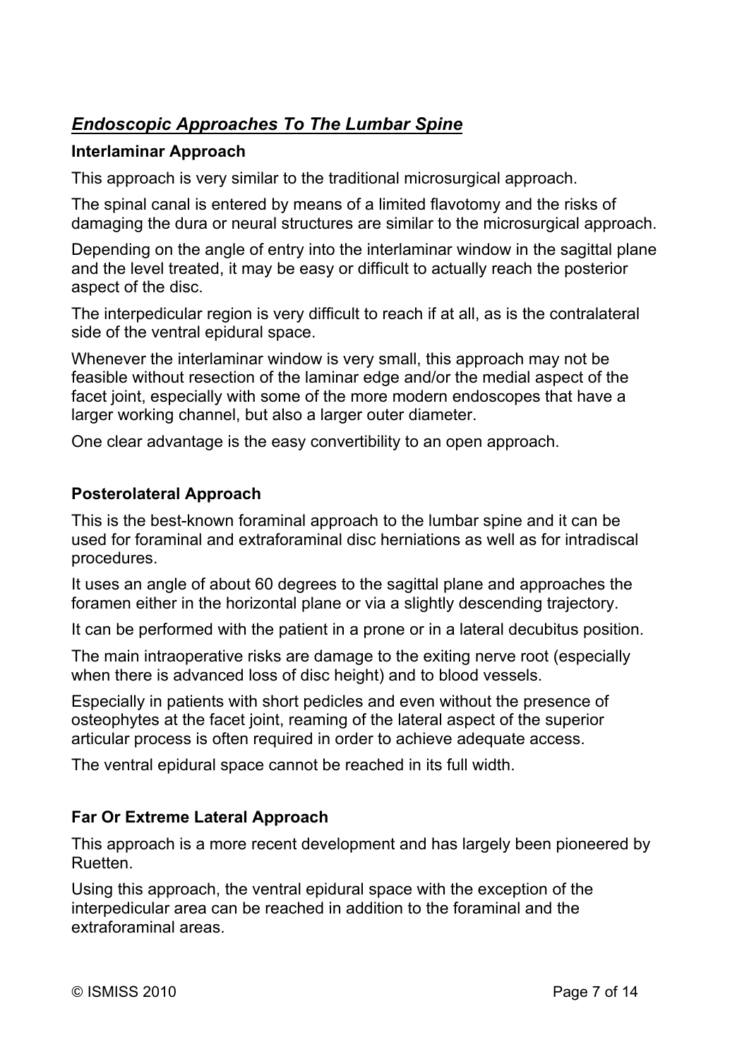## ***Endoscopic Approaches To The Lumbar Spine***

### Interlaminar Approach

This approach is very similar to the traditional microsurgical approach.

The spinal canal is entered by means of a limited flavotomy and the risks of damaging the dura or neural structures are similar to the microsurgical approach.

Depending on the angle of entry into the interlaminar window in the sagittal plane and the level treated, it may be easy or difficult to actually reach the posterior aspect of the disc.

The interpedicular region is very difficult to reach if at all, as is the contralateral side of the ventral epidural space.

Whenever the interlaminar window is very small, this approach may not be feasible without resection of the laminar edge and/or the medial aspect of the facet joint, especially with some of the more modern endoscopes that have a larger working channel, but also a larger outer diameter.

One clear advantage is the easy convertibility to an open approach.

### Posterolateral Approach

This is the best-known foraminal approach to the lumbar spine and it can be used for foraminal and extraforaminal disc herniations as well as for intradiscal procedures.

It uses an angle of about 60 degrees to the sagittal plane and approaches the foramen either in the horizontal plane or via a slightly descending trajectory.

It can be performed with the patient in a prone or in a lateral decubitus position.

The main intraoperative risks are damage to the exiting nerve root (especially when there is advanced loss of disc height) and to blood vessels.

Especially in patients with short pedicles and even without the presence of osteophytes at the facet joint, reaming of the lateral aspect of the superior articular process is often required in order to achieve adequate access.

The ventral epidural space cannot be reached in its full width.

### Far Or Extreme Lateral Approach

This approach is a more recent development and has largely been pioneered by Ruetten.

Using this approach, the ventral epidural space with the exception of the interpedicular area can be reached in addition to the foraminal and the extraforaminal areas.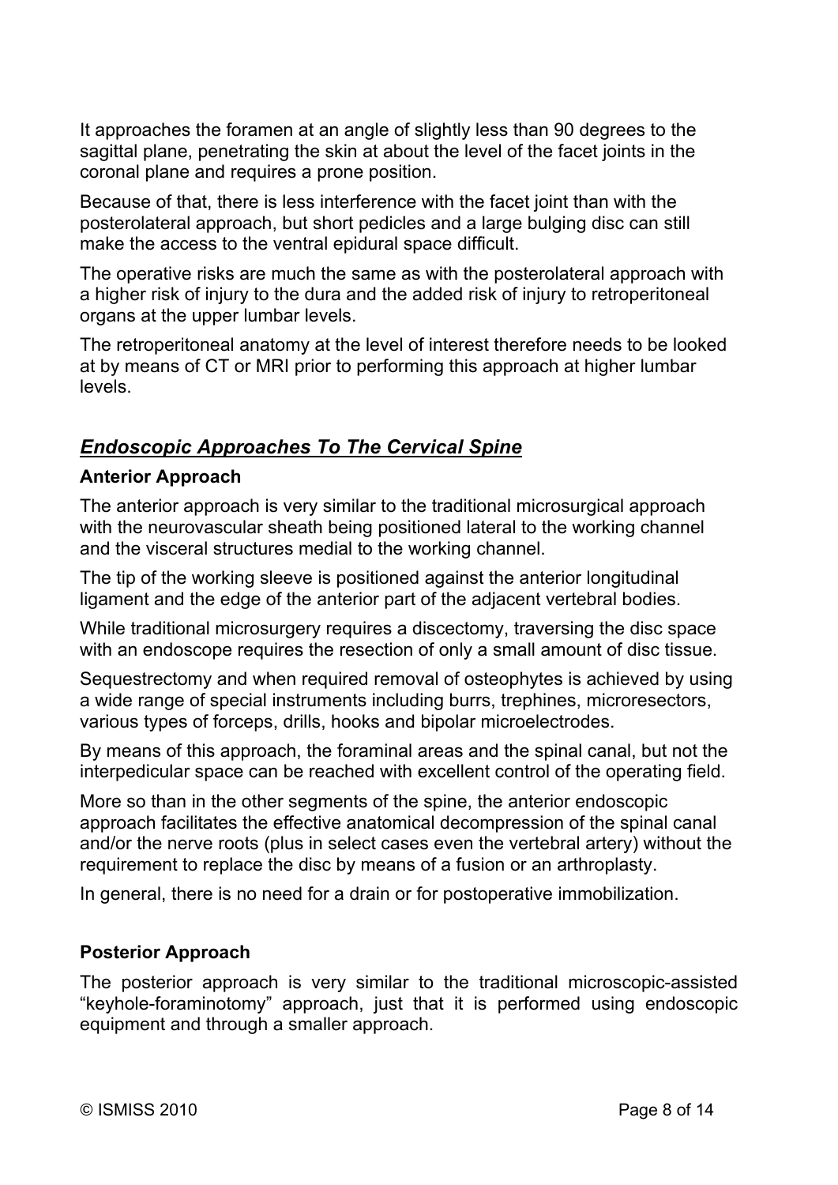It approaches the foramen at an angle of slightly less than 90 degrees to the sagittal plane, penetrating the skin at about the level of the facet joints in the coronal plane and requires a prone position.

Because of that, there is less interference with the facet joint than with the posterolateral approach, but short pedicles and a large bulging disc can still make the access to the ventral epidural space difficult.

The operative risks are much the same as with the posterolateral approach with a higher risk of injury to the dura and the added risk of injury to retroperitoneal organs at the upper lumbar levels.

The retroperitoneal anatomy at the level of interest therefore needs to be looked at by means of CT or MRI prior to performing this approach at higher lumbar levels.

## ***Endoscopic Approaches To The Cervical Spine***

### Anterior Approach

The anterior approach is very similar to the traditional microsurgical approach with the neurovascular sheath being positioned lateral to the working channel and the visceral structures medial to the working channel.

The tip of the working sleeve is positioned against the anterior longitudinal ligament and the edge of the anterior part of the adjacent vertebral bodies.

While traditional microsurgery requires a discectomy, traversing the disc space with an endoscope requires the resection of only a small amount of disc tissue.

Sequestrectomy and when required removal of osteophytes is achieved by using a wide range of special instruments including burrs, trephines, microresectors, various types of forceps, drills, hooks and bipolar microelectrodes.

By means of this approach, the foraminal areas and the spinal canal, but not the interpedicular space can be reached with excellent control of the operating field.

More so than in the other segments of the spine, the anterior endoscopic approach facilitates the effective anatomical decompression of the spinal canal and/or the nerve roots (plus in select cases even the vertebral artery) without the requirement to replace the disc by means of a fusion or an arthroplasty.

In general, there is no need for a drain or for postoperative immobilization.

### Posterior Approach

The posterior approach is very similar to the traditional microscopic-assisted "keyhole-foraminotomy" approach, just that it is performed using endoscopic equipment and through a smaller approach.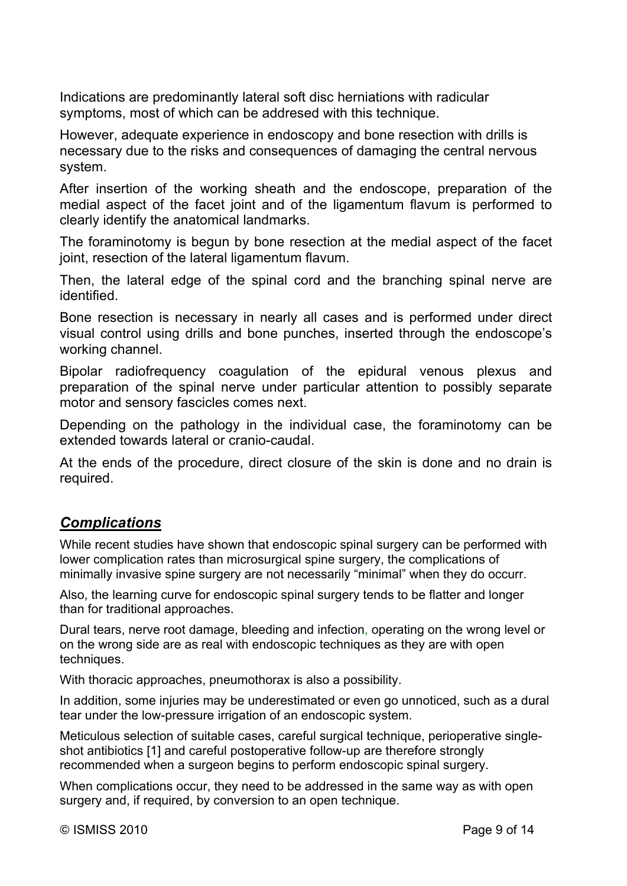Indications are predominantly lateral soft disc herniations with radicular symptoms, most of which can be addresed with this technique.

However, adequate experience in endoscopy and bone resection with drills is necessary due to the risks and consequences of damaging the central nervous system.

After insertion of the working sheath and the endoscope, preparation of the medial aspect of the facet joint and of the ligamentum flavum is performed to clearly identify the anatomical landmarks.

The foraminotomy is begun by bone resection at the medial aspect of the facet joint, resection of the lateral ligamentum flavum.

Then, the lateral edge of the spinal cord and the branching spinal nerve are identified.

Bone resection is necessary in nearly all cases and is performed under direct visual control using drills and bone punches, inserted through the endoscope's working channel.

Bipolar radiofrequency coagulation of the epidural venous plexus and preparation of the spinal nerve under particular attention to possibly separate motor and sensory fascicles comes next.

Depending on the pathology in the individual case, the foraminotomy can be extended towards lateral or cranio-caudal.

At the ends of the procedure, direct closure of the skin is done and no drain is required.

## ***Complications***

While recent studies have shown that endoscopic spinal surgery can be performed with lower complication rates than microsurgical spine surgery, the complications of minimally invasive spine surgery are not necessarily "minimal" when they do occurr.

Also, the learning curve for endoscopic spinal surgery tends to be flatter and longer than for traditional approaches.

Dural tears, nerve root damage, bleeding and infection, operating on the wrong level or on the wrong side are as real with endoscopic techniques as they are with open techniques.

With thoracic approaches, pneumothorax is also a possibility.

In addition, some injuries may be underestimated or even go unnoticed, such as a dural tear under the low-pressure irrigation of an endoscopic system.

Meticulous selection of suitable cases, careful surgical technique, perioperative single-shot antibiotics [1] and careful postoperative follow-up are therefore strongly recommended when a surgeon begins to perform endoscopic spinal surgery.

When complications occur, they need to be addressed in the same way as with open surgery and, if required, by conversion to an open technique.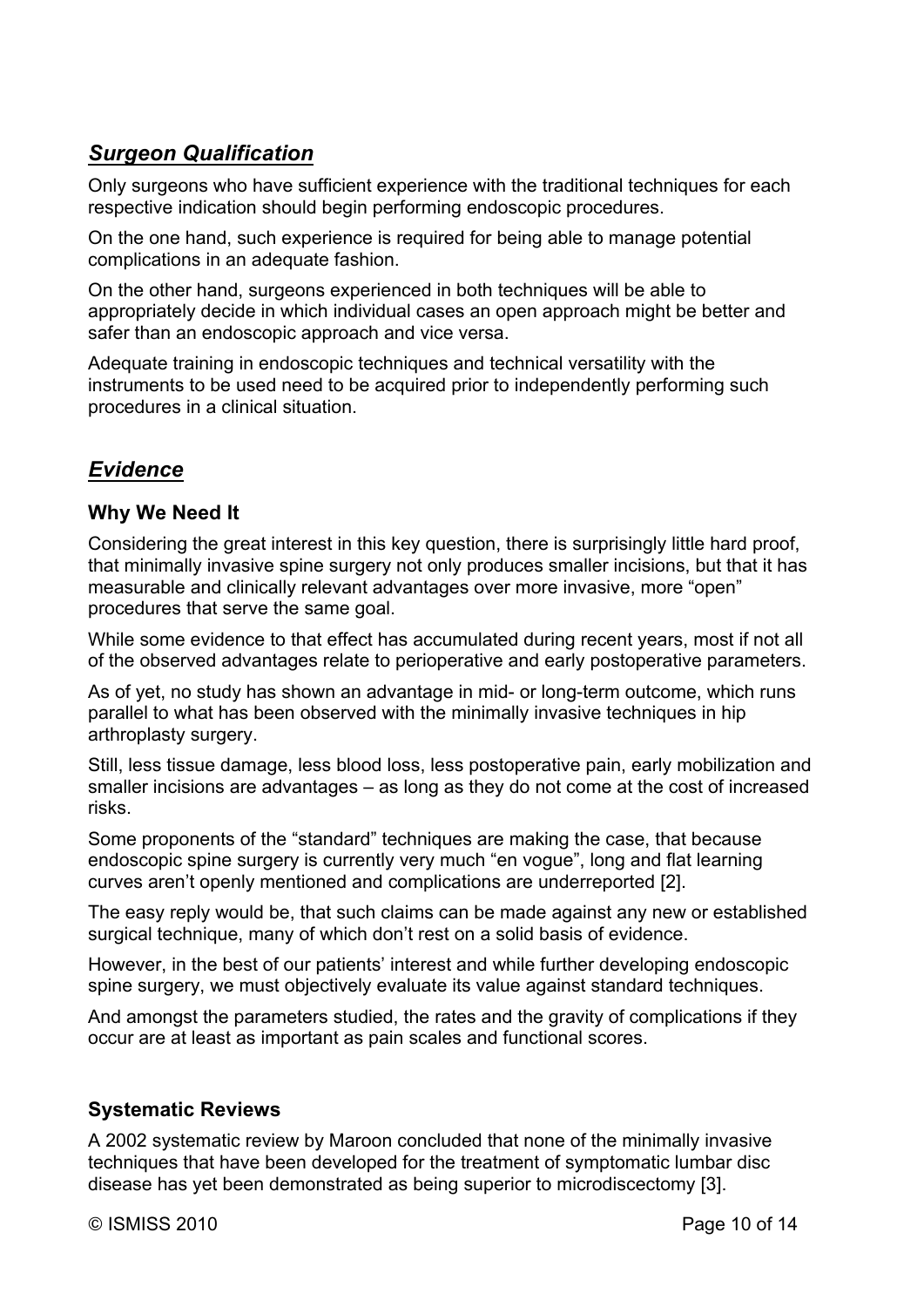## ***Surgeon Qualification***

Only surgeons who have sufficient experience with the traditional techniques for each respective indication should begin performing endoscopic procedures.

On the one hand, such experience is required for being able to manage potential complications in an adequate fashion.

On the other hand, surgeons experienced in both techniques will be able to appropriately decide in which individual cases an open approach might be better and safer than an endoscopic approach and vice versa.

Adequate training in endoscopic techniques and technical versatility with the instruments to be used need to be acquired prior to independently performing such procedures in a clinical situation.

## ***Evidence***

### Why We Need It

Considering the great interest in this key question, there is surprisingly little hard proof, that minimally invasive spine surgery not only produces smaller incisions, but that it has measurable and clinically relevant advantages over more invasive, more "open" procedures that serve the same goal.

While some evidence to that effect has accumulated during recent years, most if not all of the observed advantages relate to perioperative and early postoperative parameters.

As of yet, no study has shown an advantage in mid- or long-term outcome, which runs parallel to what has been observed with the minimally invasive techniques in hip arthroplasty surgery.

Still, less tissue damage, less blood loss, less postoperative pain, early mobilization and smaller incisions are advantages – as long as they do not come at the cost of increased risks.

Some proponents of the "standard" techniques are making the case, that because endoscopic spine surgery is currently very much "en vogue", long and flat learning curves aren't openly mentioned and complications are underreported [2].

The easy reply would be, that such claims can be made against any new or established surgical technique, many of which don't rest on a solid basis of evidence.

However, in the best of our patients' interest and while further developing endoscopic spine surgery, we must objectively evaluate its value against standard techniques.

And amongst the parameters studied, the rates and the gravity of complications if they occur are at least as important as pain scales and functional scores.

### Systematic Reviews

A 2002 systematic review by Maroon concluded that none of the minimally invasive techniques that have been developed for the treatment of symptomatic lumbar disc disease has yet been demonstrated as being superior to microdiscectomy [3].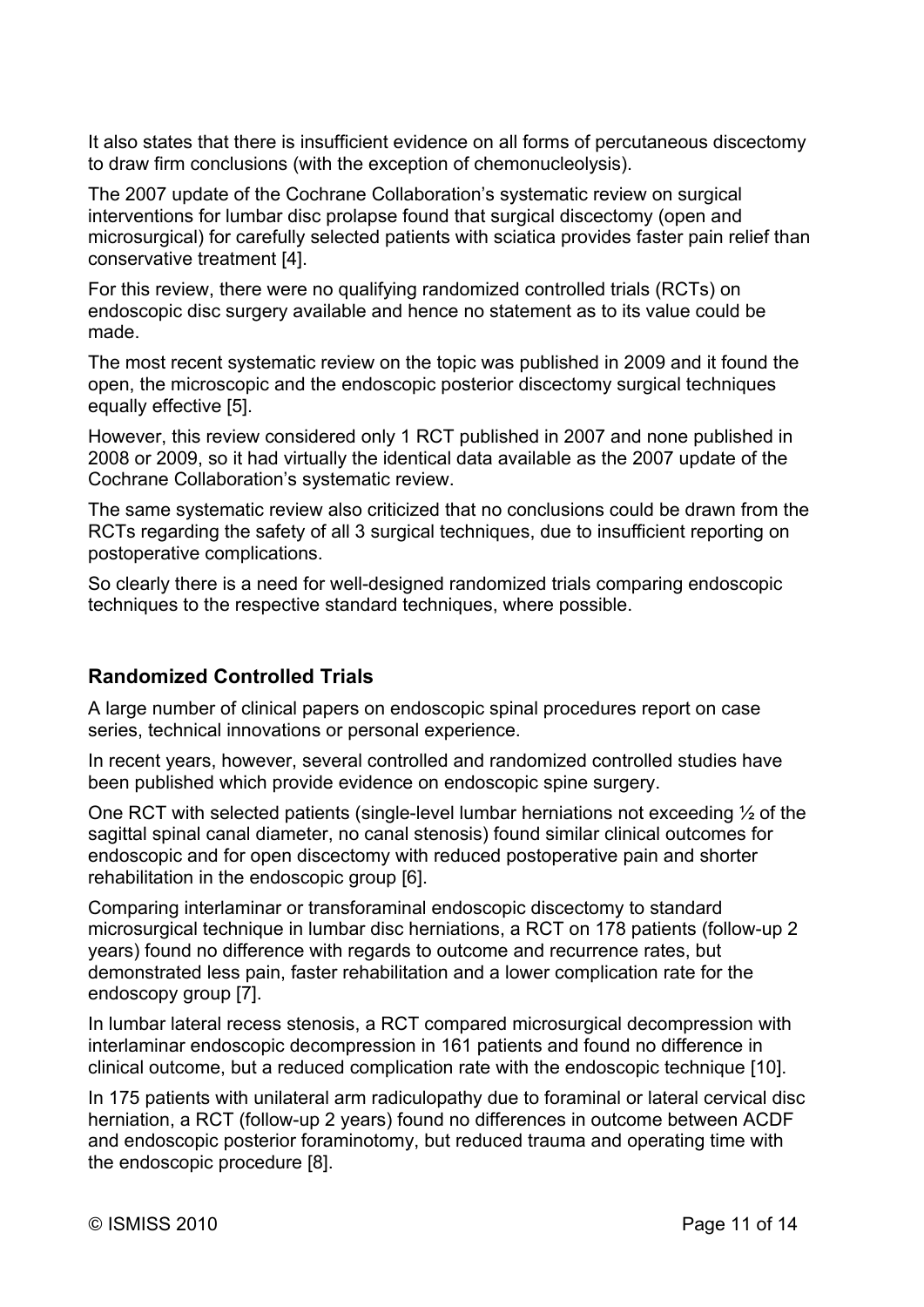It also states that there is insufficient evidence on all forms of percutaneous discectomy to draw firm conclusions (with the exception of chemonucleolysis).

The 2007 update of the Cochrane Collaboration's systematic review on surgical interventions for lumbar disc prolapse found that surgical discectomy (open and microsurgical) for carefully selected patients with sciatica provides faster pain relief than conservative treatment [4].

For this review, there were no qualifying randomized controlled trials (RCTs) on endoscopic disc surgery available and hence no statement as to its value could be made.

The most recent systematic review on the topic was published in 2009 and it found the open, the microscopic and the endoscopic posterior discectomy surgical techniques equally effective [5].

However, this review considered only 1 RCT published in 2007 and none published in 2008 or 2009, so it had virtually the identical data available as the 2007 update of the Cochrane Collaboration's systematic review.

The same systematic review also criticized that no conclusions could be drawn from the RCTs regarding the safety of all 3 surgical techniques, due to insufficient reporting on postoperative complications.

So clearly there is a need for well-designed randomized trials comparing endoscopic techniques to the respective standard techniques, where possible.

## Randomized Controlled Trials

A large number of clinical papers on endoscopic spinal procedures report on case series, technical innovations or personal experience.

In recent years, however, several controlled and randomized controlled studies have been published which provide evidence on endoscopic spine surgery.

One RCT with selected patients (single-level lumbar herniations not exceeding ½ of the sagittal spinal canal diameter, no canal stenosis) found similar clinical outcomes for endoscopic and for open discectomy with reduced postoperative pain and shorter rehabilitation in the endoscopic group [6].

Comparing interlaminar or transforaminal endoscopic discectomy to standard microsurgical technique in lumbar disc herniations, a RCT on 178 patients (follow-up 2 years) found no difference with regards to outcome and recurrence rates, but demonstrated less pain, faster rehabilitation and a lower complication rate for the endoscopy group [7].

In lumbar lateral recess stenosis, a RCT compared microsurgical decompression with interlaminar endoscopic decompression in 161 patients and found no difference in clinical outcome, but a reduced complication rate with the endoscopic technique [10].

In 175 patients with unilateral arm radiculopathy due to foraminal or lateral cervical disc herniation, a RCT (follow-up 2 years) found no differences in outcome between ACDF and endoscopic posterior foraminotomy, but reduced trauma and operating time with the endoscopic procedure [8].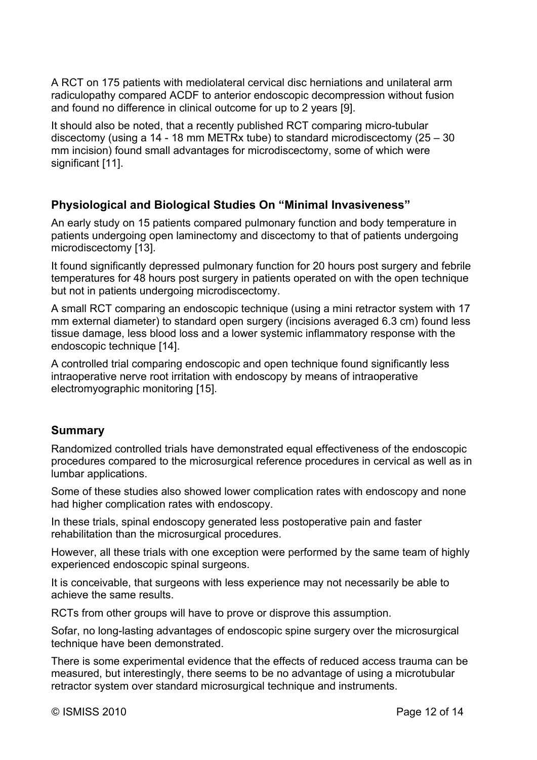A RCT on 175 patients with mediolateral cervical disc herniations and unilateral arm radiculopathy compared ACDF to anterior endoscopic decompression without fusion and found no difference in clinical outcome for up to 2 years [9].

It should also be noted, that a recently published RCT comparing micro-tubular discectomy (using a 14 - 18 mm METRx tube) to standard microdiscectomy (25 – 30 mm incision) found small advantages for microdiscectomy, some of which were significant [11].

## Physiological and Biological Studies On "Minimal Invasiveness"

An early study on 15 patients compared pulmonary function and body temperature in patients undergoing open laminectomy and discectomy to that of patients undergoing microdiscectomy [13].

It found significantly depressed pulmonary function for 20 hours post surgery and febrile temperatures for 48 hours post surgery in patients operated on with the open technique but not in patients undergoing microdiscectomy.

A small RCT comparing an endoscopic technique (using a mini retractor system with 17 mm external diameter) to standard open surgery (incisions averaged 6.3 cm) found less tissue damage, less blood loss and a lower systemic inflammatory response with the endoscopic technique [14].

A controlled trial comparing endoscopic and open technique found significantly less intraoperative nerve root irritation with endoscopy by means of intraoperative electromyographic monitoring [15].

## Summary

Randomized controlled trials have demonstrated equal effectiveness of the endoscopic procedures compared to the microsurgical reference procedures in cervical as well as in lumbar applications.

Some of these studies also showed lower complication rates with endoscopy and none had higher complication rates with endoscopy.

In these trials, spinal endoscopy generated less postoperative pain and faster rehabilitation than the microsurgical procedures.

However, all these trials with one exception were performed by the same team of highly experienced endoscopic spinal surgeons.

It is conceivable, that surgeons with less experience may not necessarily be able to achieve the same results.

RCTs from other groups will have to prove or disprove this assumption.

Sofar, no long-lasting advantages of endoscopic spine surgery over the microsurgical technique have been demonstrated.

There is some experimental evidence that the effects of reduced access trauma can be measured, but interestingly, there seems to be no advantage of using a microtubular retractor system over standard microsurgical technique and instruments.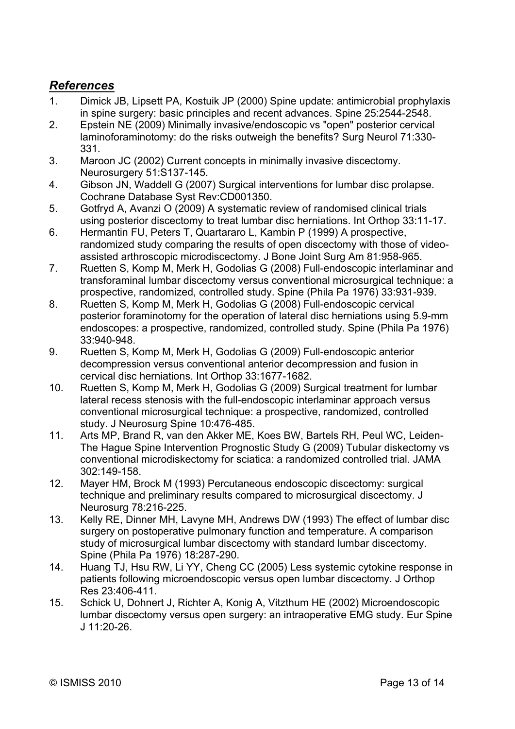## *References*

1. Dimick JB, Lipsett PA, Kostuik JP (2000) Spine update: antimicrobial prophylaxis in spine surgery: basic principles and recent advances. Spine 25:2544-2548.
2. Epstein NE (2009) Minimally invasive/endoscopic vs "open" posterior cervical laminoforaminotomy: do the risks outweigh the benefits? Surg Neurol 71:330-331.
3. Maroon JC (2002) Current concepts in minimally invasive discectomy. Neurosurgery 51:S137-145.
4. Gibson JN, Waddell G (2007) Surgical interventions for lumbar disc prolapse. Cochrane Database Syst Rev:CD001350.
5. Gotfryd A, Avanzi O (2009) A systematic review of randomised clinical trials using posterior discectomy to treat lumbar disc herniations. Int Orthop 33:11-17.
6. Hermantin FU, Peters T, Quartararo L, Kambin P (1999) A prospective, randomized study comparing the results of open discectomy with those of video-assisted arthroscopic microdiscectomy. J Bone Joint Surg Am 81:958-965.
7. Ruetten S, Komp M, Merk H, Godolias G (2008) Full-endoscopic interlaminar and transforaminal lumbar discectomy versus conventional microsurgical technique: a prospective, randomized, controlled study. Spine (Phila Pa 1976) 33:931-939.
8. Ruetten S, Komp M, Merk H, Godolias G (2008) Full-endoscopic cervical posterior foraminotomy for the operation of lateral disc herniations using 5.9-mm endoscopes: a prospective, randomized, controlled study. Spine (Phila Pa 1976) 33:940-948.
9. Ruetten S, Komp M, Merk H, Godolias G (2009) Full-endoscopic anterior decompression versus conventional anterior decompression and fusion in cervical disc herniations. Int Orthop 33:1677-1682.
10. Ruetten S, Komp M, Merk H, Godolias G (2009) Surgical treatment for lumbar lateral recess stenosis with the full-endoscopic interlaminar approach versus conventional microsurgical technique: a prospective, randomized, controlled study. J Neurosurg Spine 10:476-485.
11. Arts MP, Brand R, van den Akker ME, Koes BW, Bartels RH, Peul WC, Leiden-The Hague Spine Intervention Prognostic Study G (2009) Tubular diskectomy vs conventional microdiskectomy for sciatica: a randomized controlled trial. JAMA 302:149-158.
12. Mayer HM, Brock M (1993) Percutaneous endoscopic discectomy: surgical technique and preliminary results compared to microsurgical discectomy. J Neurosurg 78:216-225.
13. Kelly RE, Dinner MH, Lavyne MH, Andrews DW (1993) The effect of lumbar disc surgery on postoperative pulmonary function and temperature. A comparison study of microsurgical lumbar discectomy with standard lumbar discectomy. Spine (Phila Pa 1976) 18:287-290.
14. Huang TJ, Hsu RW, Li YY, Cheng CC (2005) Less systemic cytokine response in patients following microendoscopic versus open lumbar discectomy. J Orthop Res 23:406-411.
15. Schick U, Dohnert J, Richter A, Konig A, Vitzthum HE (2002) Microendoscopic lumbar discectomy versus open surgery: an intraoperative EMG study. Eur Spine J 11:20-26.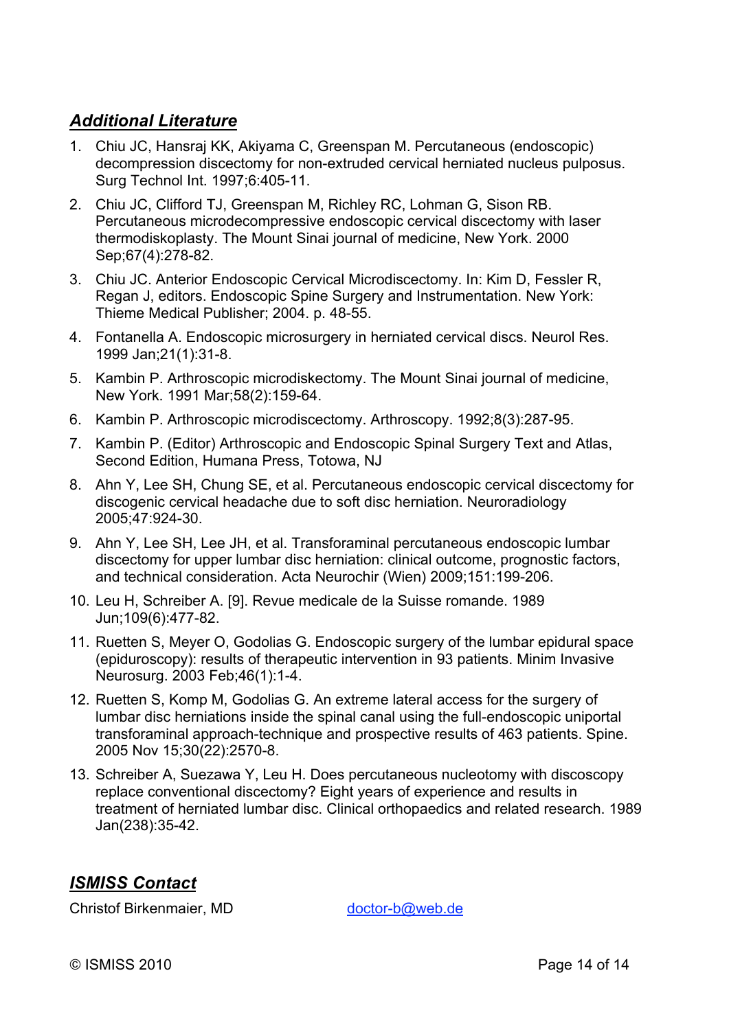## ***Additional Literature***

1. Chiu JC, Hansraj KK, Akiyama C, Greenspan M. Percutaneous (endoscopic) decompression discectomy for non-extruded cervical herniated nucleus pulposus. Surg Technol Int. 1997;6:405-11.
2. Chiu JC, Clifford TJ, Greenspan M, Richley RC, Lohman G, Sison RB. Percutaneous microdecompressive endoscopic cervical discectomy with laser thermodiskoplasty. The Mount Sinai journal of medicine, New York. 2000 Sep;67(4):278-82.
3. Chiu JC. Anterior Endoscopic Cervical Microdiscectomy. In: Kim D, Fessler R, Regan J, editors. Endoscopic Spine Surgery and Instrumentation. New York: Thieme Medical Publisher; 2004. p. 48-55.
4. Fontanella A. Endoscopic microsurgery in herniated cervical discs. Neurol Res. 1999 Jan;21(1):31-8.
5. Kambin P. Arthroscopic microdiskectomy. The Mount Sinai journal of medicine, New York. 1991 Mar;58(2):159-64.
6. Kambin P. Arthroscopic microdiscectomy. Arthroscopy. 1992;8(3):287-95.
7. Kambin P. (Editor) Arthroscopic and Endoscopic Spinal Surgery Text and Atlas, Second Edition, Humana Press, Totowa, NJ
8. Ahn Y, Lee SH, Chung SE, et al. Percutaneous endoscopic cervical discectomy for discogenic cervical headache due to soft disc herniation. Neuroradiology 2005;47:924-30.
9. Ahn Y, Lee SH, Lee JH, et al. Transforaminal percutaneous endoscopic lumbar discectomy for upper lumbar disc herniation: clinical outcome, prognostic factors, and technical consideration. Acta Neurochir (Wien) 2009;151:199-206.
10. Leu H, Schreiber A. [9]. Revue medicale de la Suisse romande. 1989 Jun;109(6):477-82.
11. Ruetten S, Meyer O, Godolias G. Endoscopic surgery of the lumbar epidural space (epiduroscopy): results of therapeutic intervention in 93 patients. Minim Invasive Neurosurg. 2003 Feb;46(1):1-4.
12. Ruetten S, Komp M, Godolias G. An extreme lateral access for the surgery of lumbar disc herniations inside the spinal canal using the full-endoscopic uniportal transforaminal approach-technique and prospective results of 463 patients. Spine. 2005 Nov 15;30(22):2570-8.
13. Schreiber A, Suezawa Y, Leu H. Does percutaneous nucleotomy with discoscopy replace conventional discectomy? Eight years of experience and results in treatment of herniated lumbar disc. Clinical orthopaedics and related research. 1989 Jan(238):35-42.

## ***ISMISS Contact***

Christof Birkenmaier, MD doctor-b@web.de

© ISMISS 2010